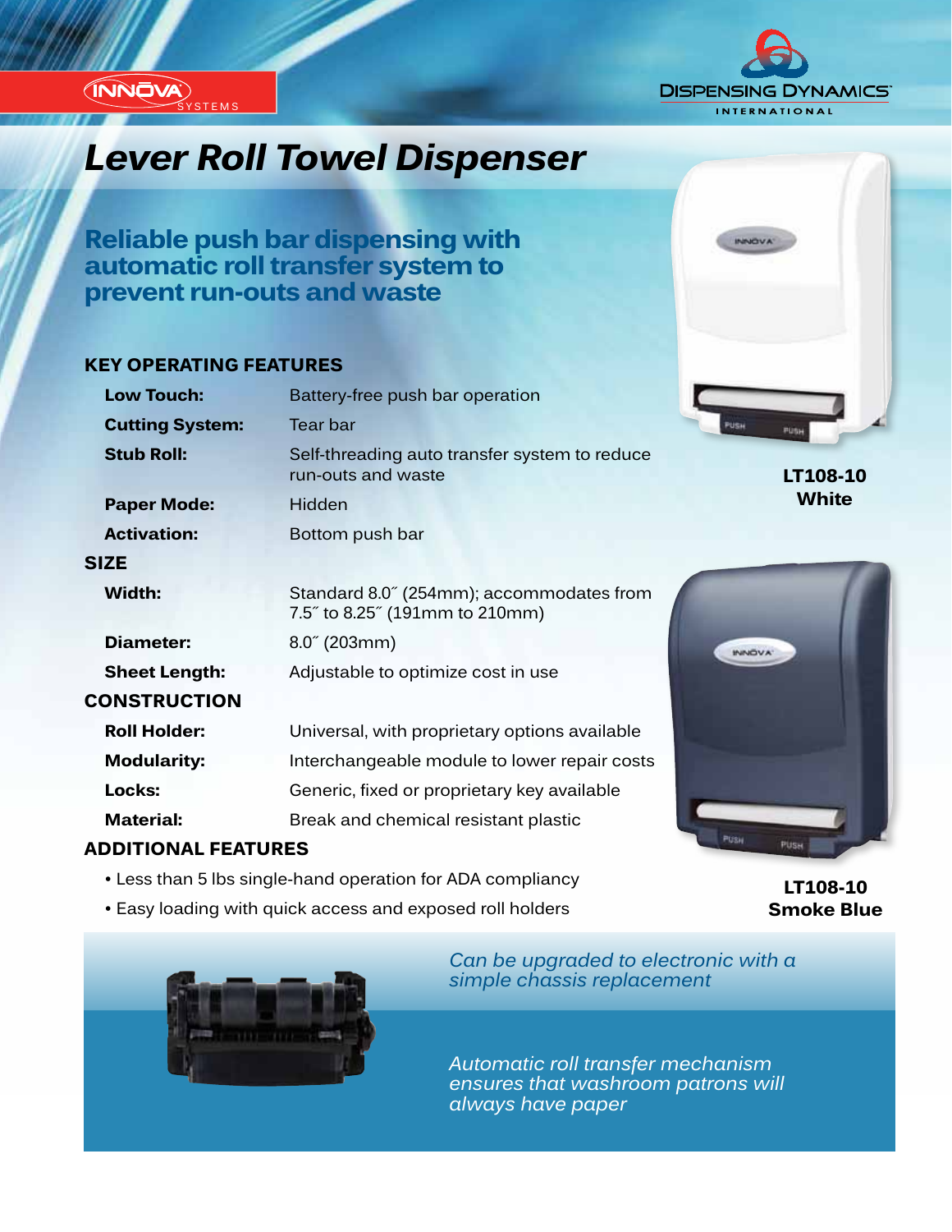INNOVA SYSTEMS

DISPENSING DYNAMICS INTERNATIONAL

# Lever Roll Towel Dispenser

## Reliable push bar dispensing with automatic roll transfer system to prevent run-outs and waste

### KEY OPERATING FEATURES

| | |
|---|---|
| **Low Touch:** | Battery-free push bar operation |
| **Cutting System:** | Tear bar |
| **Stub Roll:** | Self-threading auto transfer system to reduce run-outs and waste |
| **Paper Mode:** | Hidden |
| **Activation:** | Bottom push bar |

### SIZE

| | |
|---|---|
| **Width:** | Standard 8.0˝ (254mm); accommodates from 7.5˝ to 8.25˝ (191mm to 210mm) |
| **Diameter:** | 8.0˝ (203mm) |
| **Sheet Length:** | Adjustable to optimize cost in use |

### CONSTRUCTION

| | |
|---|---|
| **Roll Holder:** | Universal, with proprietary options available |
| **Modularity:** | Interchangeable module to lower repair costs |
| **Locks:** | Generic, fixed or proprietary key available |
| **Material:** | Break and chemical resistant plastic |

### ADDITIONAL FEATURES

- Less than 5 lbs single-hand operation for ADA compliancy
- Easy loading with quick access and exposed roll holders

**LT108-10 White**

**LT108-10 Smoke Blue**

*Can be upgraded to electronic with a simple chassis replacement*

*Automatic roll transfer mechanism ensures that washroom patrons will always have paper*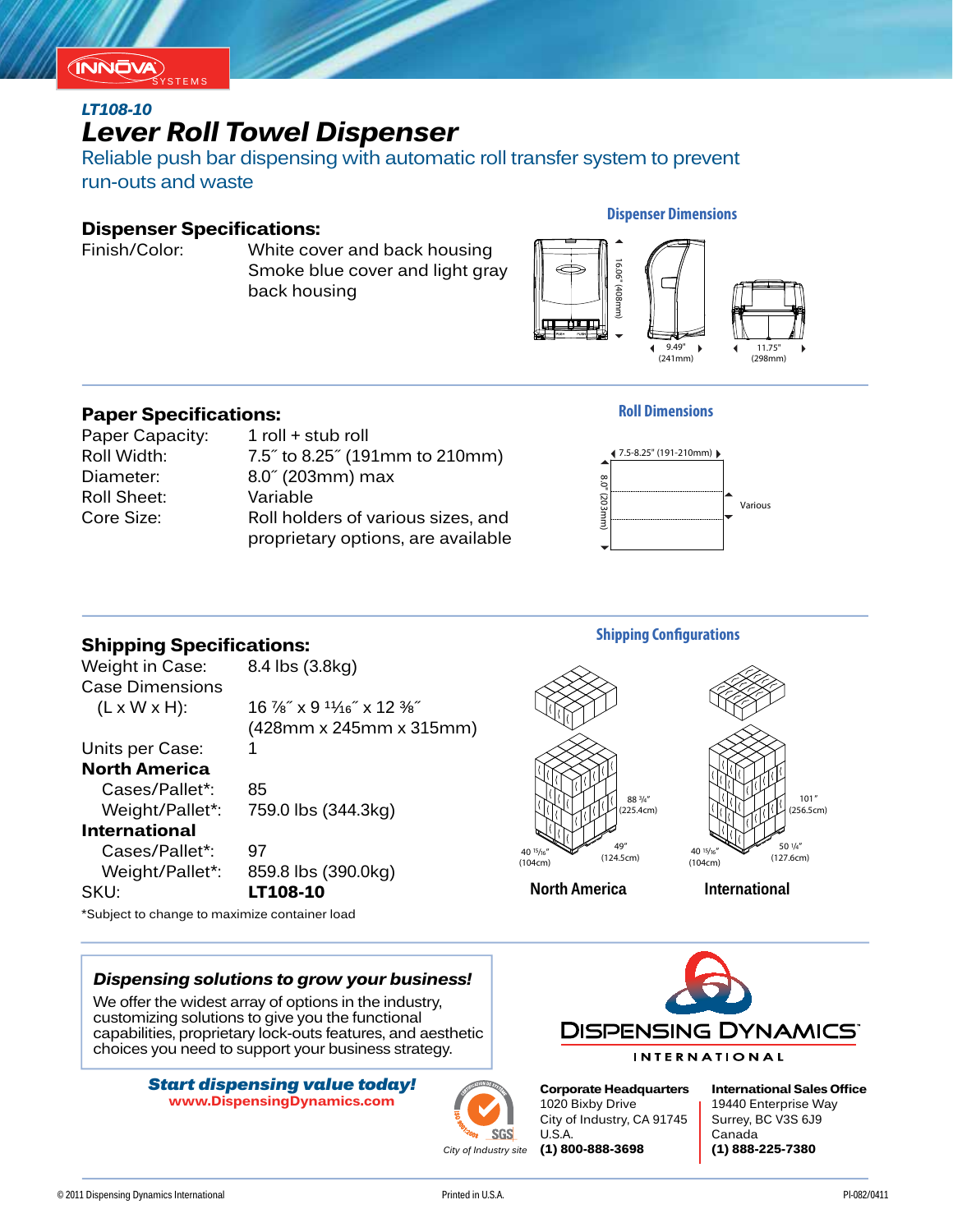INNOVA SYSTEMS

*LT108-10*

# *Lever Roll Towel Dispenser*

Reliable push bar dispensing with automatic roll transfer system to prevent run-outs and waste

## Dispenser Specifications:

| | |
|---|---|
| Finish/Color: | White cover and back housing<br>Smoke blue cover and light gray back housing |

**Dispenser Dimensions**

16.06" (408mm)

9.49" (241mm)

11.75" (298mm)

## Paper Specifications:

| | |
|---|---|
| Paper Capacity: | 1 roll + stub roll |
| Roll Width: | 7.5˝ to 8.25˝ (191mm to 210mm) |
| Diameter: | 8.0˝ (203mm) max |
| Roll Sheet: | Variable |
| Core Size: | Roll holders of various sizes, and proprietary options, are available |

**Roll Dimensions**

7.5-8.25" (191-210mm)

8.0" (203mm)

Various

## Shipping Specifications:

| | |
|---|---|
| Weight in Case: | 8.4 lbs (3.8kg) |
| Case Dimensions (L x W x H): | 16 ⅞˝ x 9 ¹¹⁄₁₆˝ x 12 ⅜˝<br>(428mm x 245mm x 315mm) |
| Units per Case: | 1 |
| **North America** | |
| Cases/Pallet*: | 85 |
| Weight/Pallet*: | 759.0 lbs (344.3kg) |
| **International** | |
| Cases/Pallet*: | 97 |
| Weight/Pallet*: | 859.8 lbs (390.0kg) |
| SKU: | **LT108-10** |

*Subject to change to maximize container load

**Shipping Configurations**

88 ¾" (225.4cm)

40 ¹⁵⁄₁₆" (104cm)

49" (124.5cm)

North America

101" (256.5cm)

40 ¹⁵⁄₁₆" (104cm)

50 ¼" (127.6cm)

International

### *Dispensing solutions to grow your business!*

We offer the widest array of options in the industry, customizing solutions to give you the functional capabilities, proprietary lock-outs features, and aesthetic choices you need to support your business strategy.

***Start dispensing value today!***

**www.DispensingDynamics.com**

City of Industry site

DISPENSING DYNAMICS INTERNATIONAL

**Corporate Headquarters**
1020 Bixby Drive
City of Industry, CA 91745
U.S.A.
**(1) 800-888-3698**

**International Sales Office**
19440 Enterprise Way
Surrey, BC V3S 6J9
Canada
**(1) 888-225-7380**

© 2011 Dispensing Dynamics International

Printed in U.S.A.

PI-082/0411